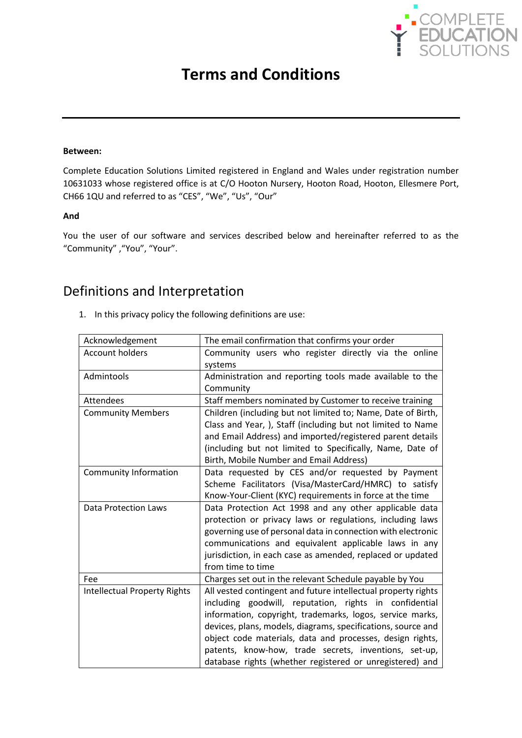# Terms and Conditions

**Between:**

Complete Education Solutions Limited registered in England and Wales under registration number 10631033 whose registered office is at C/O Hooton Nursery, Hooton Road, Hooton, Ellesmere Port, CH66 1QU and referred to as "CES", "We", "Us", "Our"

**And**

You the user of our software and services described below and hereinafter referred to as the "Community" ,"You", "Your".

## Definitions and Interpretation

1. In this privacy policy the following definitions are use:

| | |
|---|---|
| Acknowledgement | The email confirmation that confirms your order |
| Account holders | Community users who register directly via the online systems |
| Admintools | Administration and reporting tools made available to the Community |
| Attendees | Staff members nominated by Customer to receive training |
| Community Members | Children (including but not limited to; Name, Date of Birth, Class and Year, ), Staff (including but not limited to Name and Email Address) and imported/registered parent details (including but not limited to Specifically, Name, Date of Birth, Mobile Number and Email Address) |
| Community Information | Data requested by CES and/or requested by Payment Scheme Facilitators (Visa/MasterCard/HMRC) to satisfy Know-Your-Client (KYC) requirements in force at the time |
| Data Protection Laws | Data Protection Act 1998 and any other applicable data protection or privacy laws or regulations, including laws governing use of personal data in connection with electronic communications and equivalent applicable laws in any jurisdiction, in each case as amended, replaced or updated from time to time |
| Fee | Charges set out in the relevant Schedule payable by You |
| Intellectual Property Rights | All vested contingent and future intellectual property rights including goodwill, reputation, rights in confidential information, copyright, trademarks, logos, service marks, devices, plans, models, diagrams, specifications, source and object code materials, data and processes, design rights, patents, know-how, trade secrets, inventions, set-up, database rights (whether registered or unregistered) and |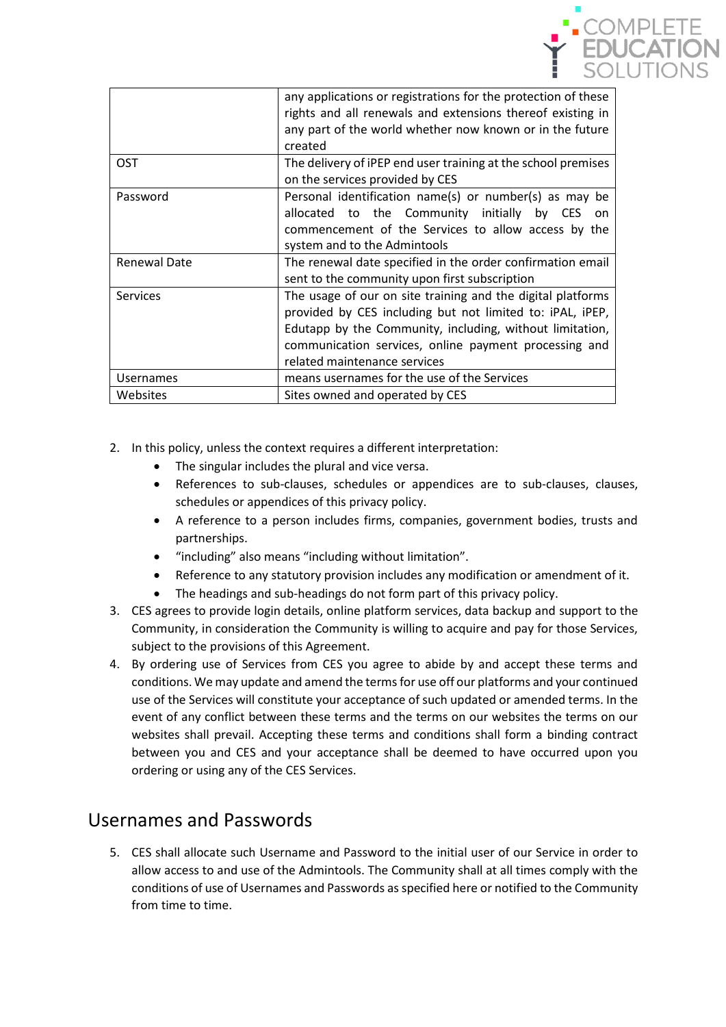| | |
|---|---|
| | any applications or registrations for the protection of these rights and all renewals and extensions thereof existing in any part of the world whether now known or in the future created |
| OST | The delivery of iPEP end user training at the school premises on the services provided by CES |
| Password | Personal identification name(s) or number(s) as may be allocated to the Community initially by CES on commencement of the Services to allow access by the system and to the Admintools |
| Renewal Date | The renewal date specified in the order confirmation email sent to the community upon first subscription |
| Services | The usage of our on site training and the digital platforms provided by CES including but not limited to: iPAL, iPEP, Edutapp by the Community, including, without limitation, communication services, online payment processing and related maintenance services |
| Usernames | means usernames for the use of the Services |
| Websites | Sites owned and operated by CES |

2. In this policy, unless the context requires a different interpretation:
    - The singular includes the plural and vice versa.
    - References to sub-clauses, schedules or appendices are to sub-clauses, clauses, schedules or appendices of this privacy policy.
    - A reference to a person includes firms, companies, government bodies, trusts and partnerships.
    - "including" also means "including without limitation".
    - Reference to any statutory provision includes any modification or amendment of it.
    - The headings and sub-headings do not form part of this privacy policy.
3. CES agrees to provide login details, online platform services, data backup and support to the Community, in consideration the Community is willing to acquire and pay for those Services, subject to the provisions of this Agreement.
4. By ordering use of Services from CES you agree to abide by and accept these terms and conditions. We may update and amend the terms for use off our platforms and your continued use of the Services will constitute your acceptance of such updated or amended terms. In the event of any conflict between these terms and the terms on our websites the terms on our websites shall prevail. Accepting these terms and conditions shall form a binding contract between you and CES and your acceptance shall be deemed to have occurred upon you ordering or using any of the CES Services.

## Usernames and Passwords

5. CES shall allocate such Username and Password to the initial user of our Service in order to allow access to and use of the Admintools. The Community shall at all times comply with the conditions of use of Usernames and Passwords as specified here or notified to the Community from time to time.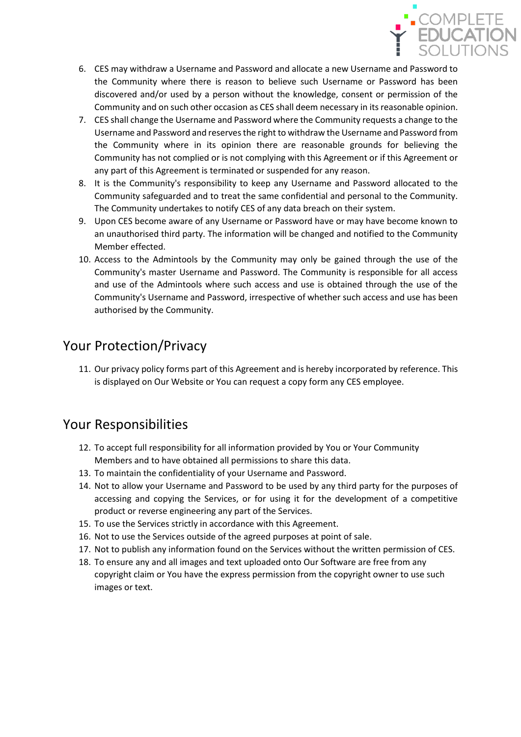6. CES may withdraw a Username and Password and allocate a new Username and Password to the Community where there is reason to believe such Username or Password has been discovered and/or used by a person without the knowledge, consent or permission of the Community and on such other occasion as CES shall deem necessary in its reasonable opinion.
7. CES shall change the Username and Password where the Community requests a change to the Username and Password and reserves the right to withdraw the Username and Password from the Community where in its opinion there are reasonable grounds for believing the Community has not complied or is not complying with this Agreement or if this Agreement or any part of this Agreement is terminated or suspended for any reason.
8. It is the Community's responsibility to keep any Username and Password allocated to the Community safeguarded and to treat the same confidential and personal to the Community. The Community undertakes to notify CES of any data breach on their system.
9. Upon CES become aware of any Username or Password have or may have become known to an unauthorised third party. The information will be changed and notified to the Community Member effected.
10. Access to the Admintools by the Community may only be gained through the use of the Community's master Username and Password. The Community is responsible for all access and use of the Admintools where such access and use is obtained through the use of the Community's Username and Password, irrespective of whether such access and use has been authorised by the Community.

## Your Protection/Privacy

11. Our privacy policy forms part of this Agreement and is hereby incorporated by reference. This is displayed on Our Website or You can request a copy form any CES employee.

## Your Responsibilities

12. To accept full responsibility for all information provided by You or Your Community Members and to have obtained all permissions to share this data.
13. To maintain the confidentiality of your Username and Password.
14. Not to allow your Username and Password to be used by any third party for the purposes of accessing and copying the Services, or for using it for the development of a competitive product or reverse engineering any part of the Services.
15. To use the Services strictly in accordance with this Agreement.
16. Not to use the Services outside of the agreed purposes at point of sale.
17. Not to publish any information found on the Services without the written permission of CES.
18. To ensure any and all images and text uploaded onto Our Software are free from any copyright claim or You have the express permission from the copyright owner to use such images or text.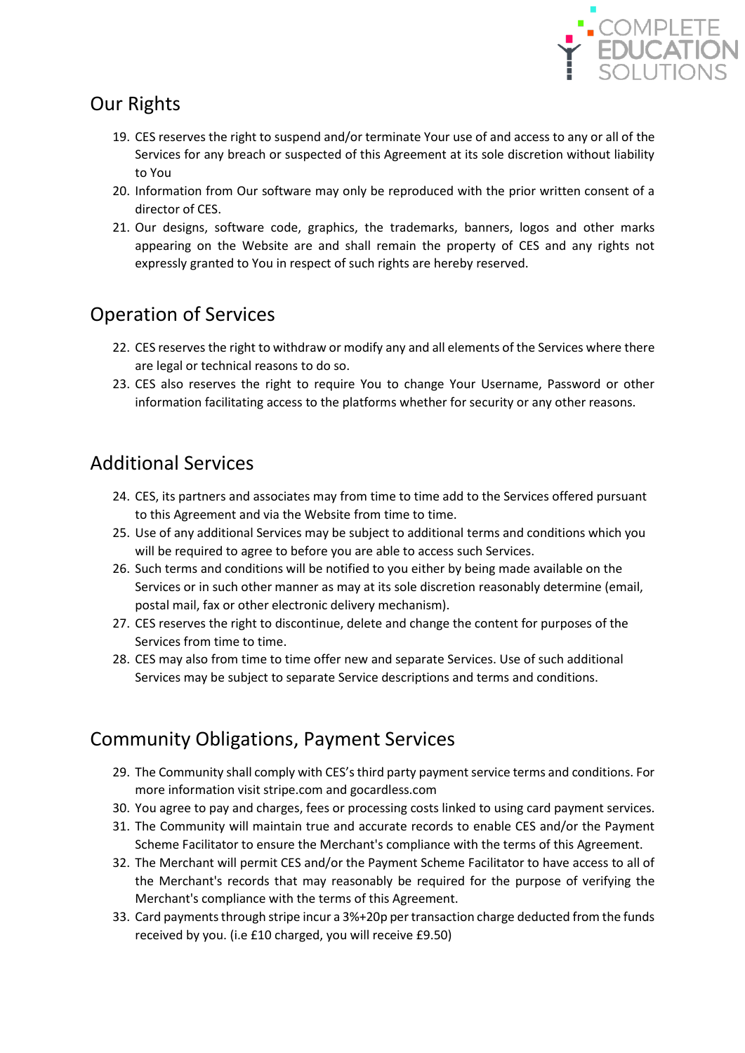## Our Rights

19. CES reserves the right to suspend and/or terminate Your use of and access to any or all of the Services for any breach or suspected of this Agreement at its sole discretion without liability to You
20. Information from Our software may only be reproduced with the prior written consent of a director of CES.
21. Our designs, software code, graphics, the trademarks, banners, logos and other marks appearing on the Website are and shall remain the property of CES and any rights not expressly granted to You in respect of such rights are hereby reserved.

## Operation of Services

22. CES reserves the right to withdraw or modify any and all elements of the Services where there are legal or technical reasons to do so.
23. CES also reserves the right to require You to change Your Username, Password or other information facilitating access to the platforms whether for security or any other reasons.

## Additional Services

24. CES, its partners and associates may from time to time add to the Services offered pursuant to this Agreement and via the Website from time to time.
25. Use of any additional Services may be subject to additional terms and conditions which you will be required to agree to before you are able to access such Services.
26. Such terms and conditions will be notified to you either by being made available on the Services or in such other manner as may at its sole discretion reasonably determine (email, postal mail, fax or other electronic delivery mechanism).
27. CES reserves the right to discontinue, delete and change the content for purposes of the Services from time to time.
28. CES may also from time to time offer new and separate Services. Use of such additional Services may be subject to separate Service descriptions and terms and conditions.

## Community Obligations, Payment Services

29. The Community shall comply with CES's third party payment service terms and conditions. For more information visit stripe.com and gocardless.com
30. You agree to pay and charges, fees or processing costs linked to using card payment services.
31. The Community will maintain true and accurate records to enable CES and/or the Payment Scheme Facilitator to ensure the Merchant's compliance with the terms of this Agreement.
32. The Merchant will permit CES and/or the Payment Scheme Facilitator to have access to all of the Merchant's records that may reasonably be required for the purpose of verifying the Merchant's compliance with the terms of this Agreement.
33. Card payments through stripe incur a 3%+20p per transaction charge deducted from the funds received by you. (i.e £10 charged, you will receive £9.50)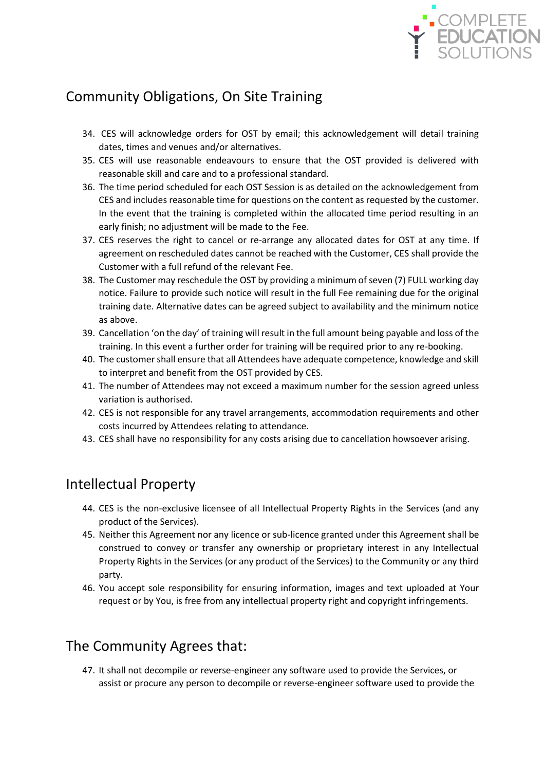## Community Obligations, On Site Training

34. CES will acknowledge orders for OST by email; this acknowledgement will detail training dates, times and venues and/or alternatives.
35. CES will use reasonable endeavours to ensure that the OST provided is delivered with reasonable skill and care and to a professional standard.
36. The time period scheduled for each OST Session is as detailed on the acknowledgement from CES and includes reasonable time for questions on the content as requested by the customer. In the event that the training is completed within the allocated time period resulting in an early finish; no adjustment will be made to the Fee.
37. CES reserves the right to cancel or re-arrange any allocated dates for OST at any time. If agreement on rescheduled dates cannot be reached with the Customer, CES shall provide the Customer with a full refund of the relevant Fee.
38. The Customer may reschedule the OST by providing a minimum of seven (7) FULL working day notice. Failure to provide such notice will result in the full Fee remaining due for the original training date. Alternative dates can be agreed subject to availability and the minimum notice as above.
39. Cancellation 'on the day' of training will result in the full amount being payable and loss of the training. In this event a further order for training will be required prior to any re-booking.
40. The customer shall ensure that all Attendees have adequate competence, knowledge and skill to interpret and benefit from the OST provided by CES.
41. The number of Attendees may not exceed a maximum number for the session agreed unless variation is authorised.
42. CES is not responsible for any travel arrangements, accommodation requirements and other costs incurred by Attendees relating to attendance.
43. CES shall have no responsibility for any costs arising due to cancellation howsoever arising.

## Intellectual Property

44. CES is the non-exclusive licensee of all Intellectual Property Rights in the Services (and any product of the Services).
45. Neither this Agreement nor any licence or sub-licence granted under this Agreement shall be construed to convey or transfer any ownership or proprietary interest in any Intellectual Property Rights in the Services (or any product of the Services) to the Community or any third party.
46. You accept sole responsibility for ensuring information, images and text uploaded at Your request or by You, is free from any intellectual property right and copyright infringements.

## The Community Agrees that:

47. It shall not decompile or reverse-engineer any software used to provide the Services, or assist or procure any person to decompile or reverse-engineer software used to provide the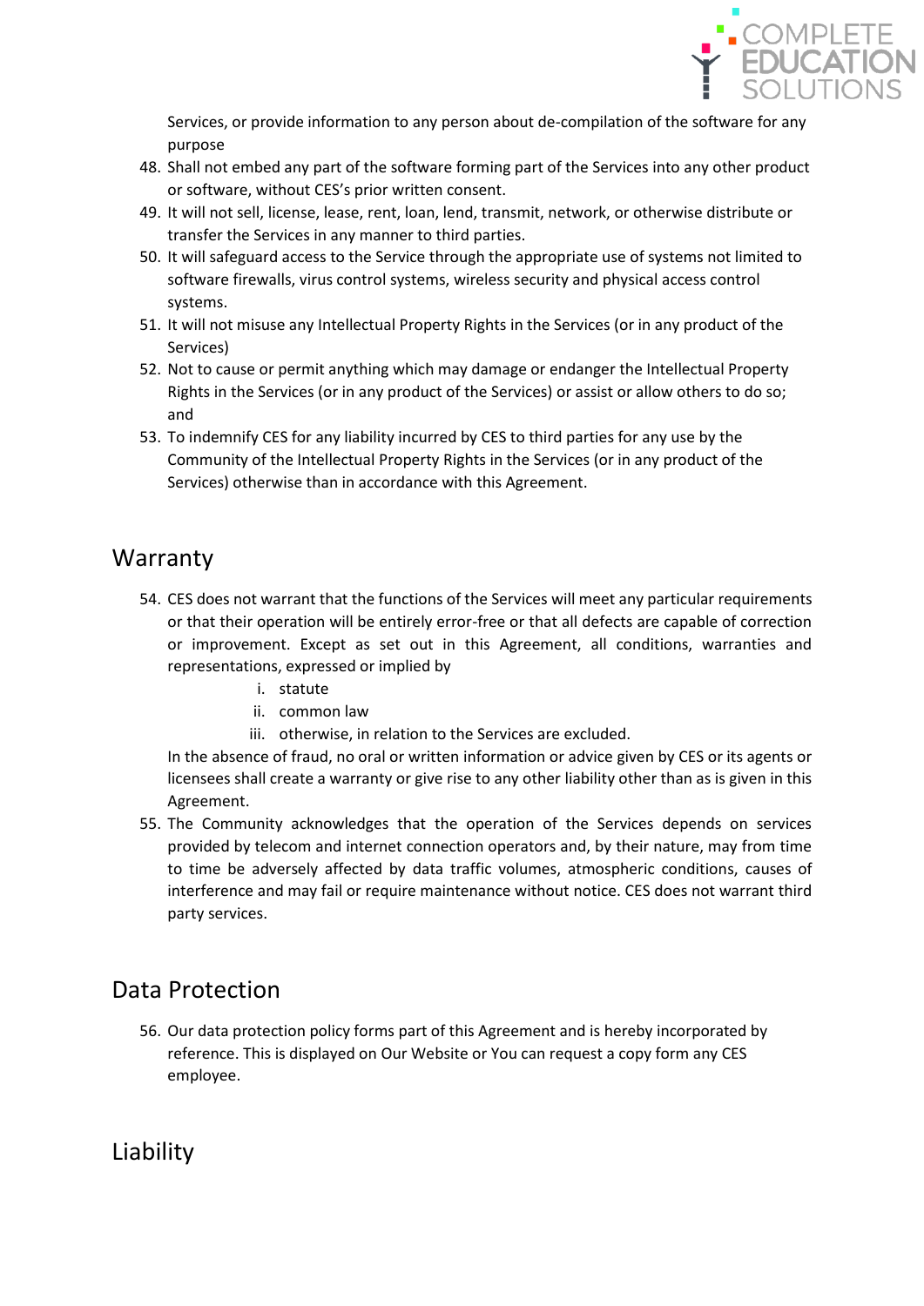Services, or provide information to any person about de-compilation of the software for any purpose

48. Shall not embed any part of the software forming part of the Services into any other product or software, without CES's prior written consent.
49. It will not sell, license, lease, rent, loan, lend, transmit, network, or otherwise distribute or transfer the Services in any manner to third parties.
50. It will safeguard access to the Service through the appropriate use of systems not limited to software firewalls, virus control systems, wireless security and physical access control systems.
51. It will not misuse any Intellectual Property Rights in the Services (or in any product of the Services)
52. Not to cause or permit anything which may damage or endanger the Intellectual Property Rights in the Services (or in any product of the Services) or assist or allow others to do so; and
53. To indemnify CES for any liability incurred by CES to third parties for any use by the Community of the Intellectual Property Rights in the Services (or in any product of the Services) otherwise than in accordance with this Agreement.

## Warranty

54. CES does not warrant that the functions of the Services will meet any particular requirements or that their operation will be entirely error-free or that all defects are capable of correction or improvement. Except as set out in this Agreement, all conditions, warranties and representations, expressed or implied by
    i. statute
    ii. common law
    iii. otherwise, in relation to the Services are excluded.

    In the absence of fraud, no oral or written information or advice given by CES or its agents or licensees shall create a warranty or give rise to any other liability other than as is given in this Agreement.
55. The Community acknowledges that the operation of the Services depends on services provided by telecom and internet connection operators and, by their nature, may from time to time be adversely affected by data traffic volumes, atmospheric conditions, causes of interference and may fail or require maintenance without notice. CES does not warrant third party services.

## Data Protection

56. Our data protection policy forms part of this Agreement and is hereby incorporated by reference. This is displayed on Our Website or You can request a copy form any CES employee.

## Liability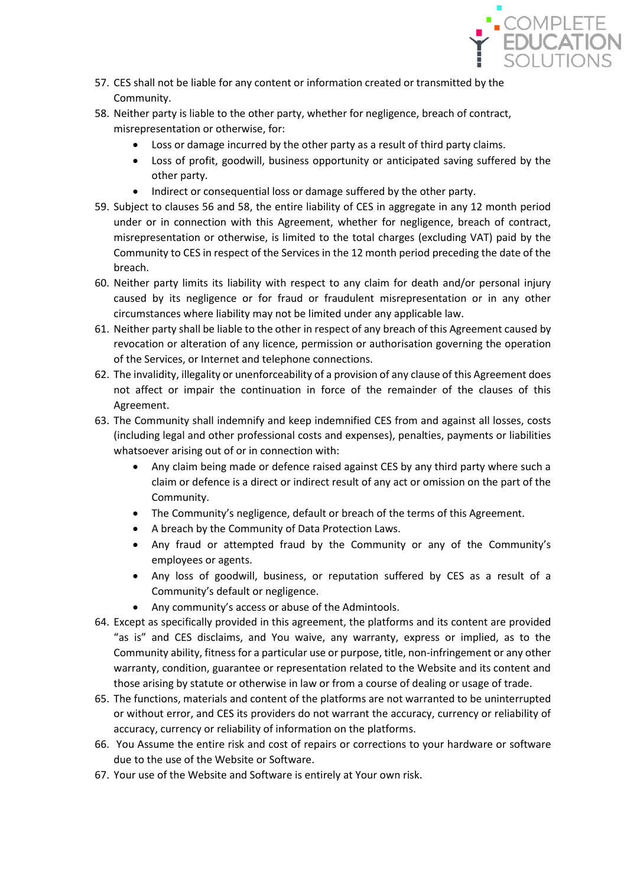57. CES shall not be liable for any content or information created or transmitted by the Community.
58. Neither party is liable to the other party, whether for negligence, breach of contract, misrepresentation or otherwise, for:
    - Loss or damage incurred by the other party as a result of third party claims.
    - Loss of profit, goodwill, business opportunity or anticipated saving suffered by the other party.
    - Indirect or consequential loss or damage suffered by the other party.
59. Subject to clauses 56 and 58, the entire liability of CES in aggregate in any 12 month period under or in connection with this Agreement, whether for negligence, breach of contract, misrepresentation or otherwise, is limited to the total charges (excluding VAT) paid by the Community to CES in respect of the Services in the 12 month period preceding the date of the breach.
60. Neither party limits its liability with respect to any claim for death and/or personal injury caused by its negligence or for fraud or fraudulent misrepresentation or in any other circumstances where liability may not be limited under any applicable law.
61. Neither party shall be liable to the other in respect of any breach of this Agreement caused by revocation or alteration of any licence, permission or authorisation governing the operation of the Services, or Internet and telephone connections.
62. The invalidity, illegality or unenforceability of a provision of any clause of this Agreement does not affect or impair the continuation in force of the remainder of the clauses of this Agreement.
63. The Community shall indemnify and keep indemnified CES from and against all losses, costs (including legal and other professional costs and expenses), penalties, payments or liabilities whatsoever arising out of or in connection with:
    - Any claim being made or defence raised against CES by any third party where such a claim or defence is a direct or indirect result of any act or omission on the part of the Community.
    - The Community's negligence, default or breach of the terms of this Agreement.
    - A breach by the Community of Data Protection Laws.
    - Any fraud or attempted fraud by the Community or any of the Community's employees or agents.
    - Any loss of goodwill, business, or reputation suffered by CES as a result of a Community's default or negligence.
    - Any community's access or abuse of the Admintools.
64. Except as specifically provided in this agreement, the platforms and its content are provided "as is" and CES disclaims, and You waive, any warranty, express or implied, as to the Community ability, fitness for a particular use or purpose, title, non-infringement or any other warranty, condition, guarantee or representation related to the Website and its content and those arising by statute or otherwise in law or from a course of dealing or usage of trade.
65. The functions, materials and content of the platforms are not warranted to be uninterrupted or without error, and CES its providers do not warrant the accuracy, currency or reliability of accuracy, currency or reliability of information on the platforms.
66. You Assume the entire risk and cost of repairs or corrections to your hardware or software due to the use of the Website or Software.
67. Your use of the Website and Software is entirely at Your own risk.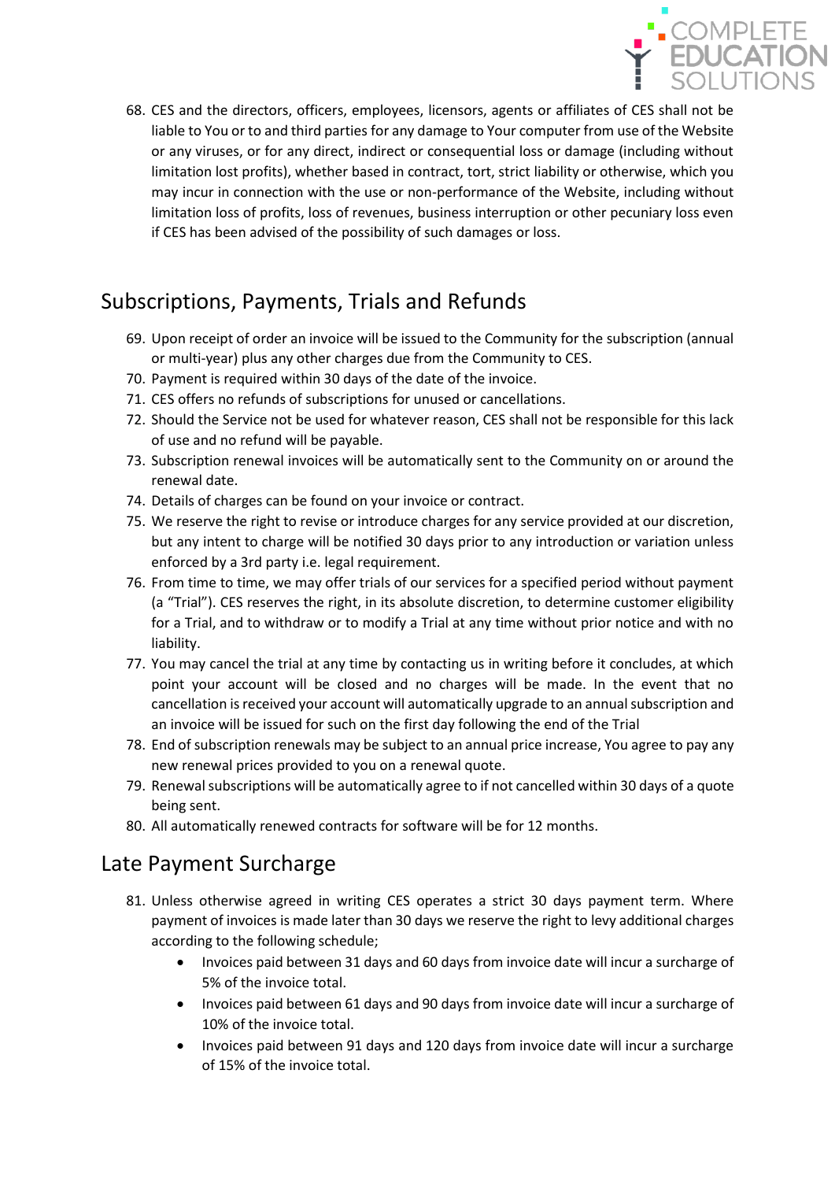68. CES and the directors, officers, employees, licensors, agents or affiliates of CES shall not be liable to You or to and third parties for any damage to Your computer from use of the Website or any viruses, or for any direct, indirect or consequential loss or damage (including without limitation lost profits), whether based in contract, tort, strict liability or otherwise, which you may incur in connection with the use or non-performance of the Website, including without limitation loss of profits, loss of revenues, business interruption or other pecuniary loss even if CES has been advised of the possibility of such damages or loss.

## Subscriptions, Payments, Trials and Refunds

69. Upon receipt of order an invoice will be issued to the Community for the subscription (annual or multi-year) plus any other charges due from the Community to CES.
70. Payment is required within 30 days of the date of the invoice.
71. CES offers no refunds of subscriptions for unused or cancellations.
72. Should the Service not be used for whatever reason, CES shall not be responsible for this lack of use and no refund will be payable.
73. Subscription renewal invoices will be automatically sent to the Community on or around the renewal date.
74. Details of charges can be found on your invoice or contract.
75. We reserve the right to revise or introduce charges for any service provided at our discretion, but any intent to charge will be notified 30 days prior to any introduction or variation unless enforced by a 3rd party i.e. legal requirement.
76. From time to time, we may offer trials of our services for a specified period without payment (a "Trial"). CES reserves the right, in its absolute discretion, to determine customer eligibility for a Trial, and to withdraw or to modify a Trial at any time without prior notice and with no liability.
77. You may cancel the trial at any time by contacting us in writing before it concludes, at which point your account will be closed and no charges will be made. In the event that no cancellation is received your account will automatically upgrade to an annual subscription and an invoice will be issued for such on the first day following the end of the Trial
78. End of subscription renewals may be subject to an annual price increase, You agree to pay any new renewal prices provided to you on a renewal quote.
79. Renewal subscriptions will be automatically agree to if not cancelled within 30 days of a quote being sent.
80. All automatically renewed contracts for software will be for 12 months.

## Late Payment Surcharge

81. Unless otherwise agreed in writing CES operates a strict 30 days payment term. Where payment of invoices is made later than 30 days we reserve the right to levy additional charges according to the following schedule;
    - Invoices paid between 31 days and 60 days from invoice date will incur a surcharge of 5% of the invoice total.
    - Invoices paid between 61 days and 90 days from invoice date will incur a surcharge of 10% of the invoice total.
    - Invoices paid between 91 days and 120 days from invoice date will incur a surcharge of 15% of the invoice total.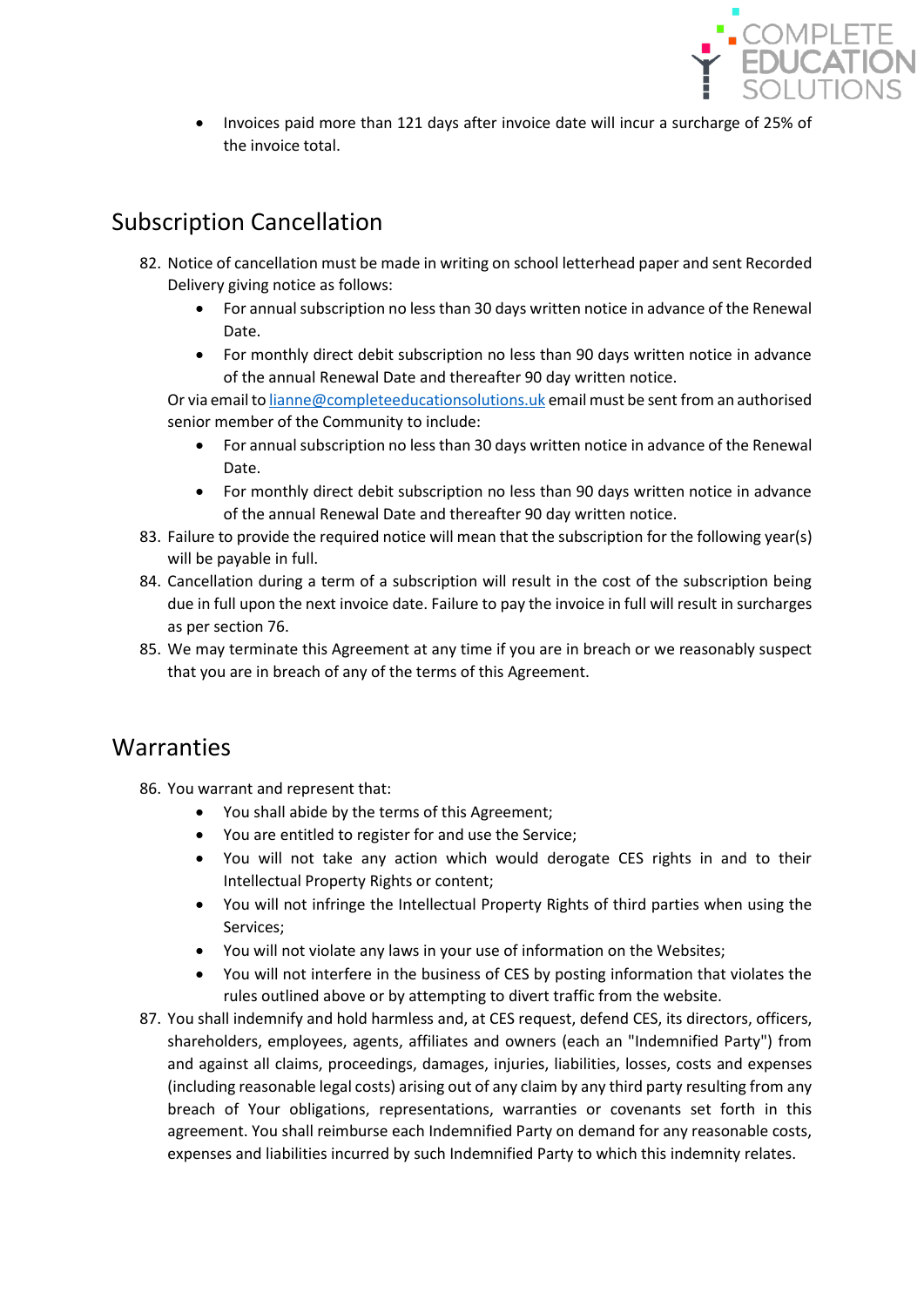- Invoices paid more than 121 days after invoice date will incur a surcharge of 25% of the invoice total.

## Subscription Cancellation

82. Notice of cancellation must be made in writing on school letterhead paper and sent Recorded Delivery giving notice as follows:
    - For annual subscription no less than 30 days written notice in advance of the Renewal Date.
    - For monthly direct debit subscription no less than 90 days written notice in advance of the annual Renewal Date and thereafter 90 day written notice.

    Or via email to lianne@completeeducationsolutions.uk email must be sent from an authorised senior member of the Community to include:
    - For annual subscription no less than 30 days written notice in advance of the Renewal Date.
    - For monthly direct debit subscription no less than 90 days written notice in advance of the annual Renewal Date and thereafter 90 day written notice.
83. Failure to provide the required notice will mean that the subscription for the following year(s) will be payable in full.
84. Cancellation during a term of a subscription will result in the cost of the subscription being due in full upon the next invoice date. Failure to pay the invoice in full will result in surcharges as per section 76.
85. We may terminate this Agreement at any time if you are in breach or we reasonably suspect that you are in breach of any of the terms of this Agreement.

## Warranties

86. You warrant and represent that:
    - You shall abide by the terms of this Agreement;
    - You are entitled to register for and use the Service;
    - You will not take any action which would derogate CES rights in and to their Intellectual Property Rights or content;
    - You will not infringe the Intellectual Property Rights of third parties when using the Services;
    - You will not violate any laws in your use of information on the Websites;
    - You will not interfere in the business of CES by posting information that violates the rules outlined above or by attempting to divert traffic from the website.
87. You shall indemnify and hold harmless and, at CES request, defend CES, its directors, officers, shareholders, employees, agents, affiliates and owners (each an "Indemnified Party") from and against all claims, proceedings, damages, injuries, liabilities, losses, costs and expenses (including reasonable legal costs) arising out of any claim by any third party resulting from any breach of Your obligations, representations, warranties or covenants set forth in this agreement. You shall reimburse each Indemnified Party on demand for any reasonable costs, expenses and liabilities incurred by such Indemnified Party to which this indemnity relates.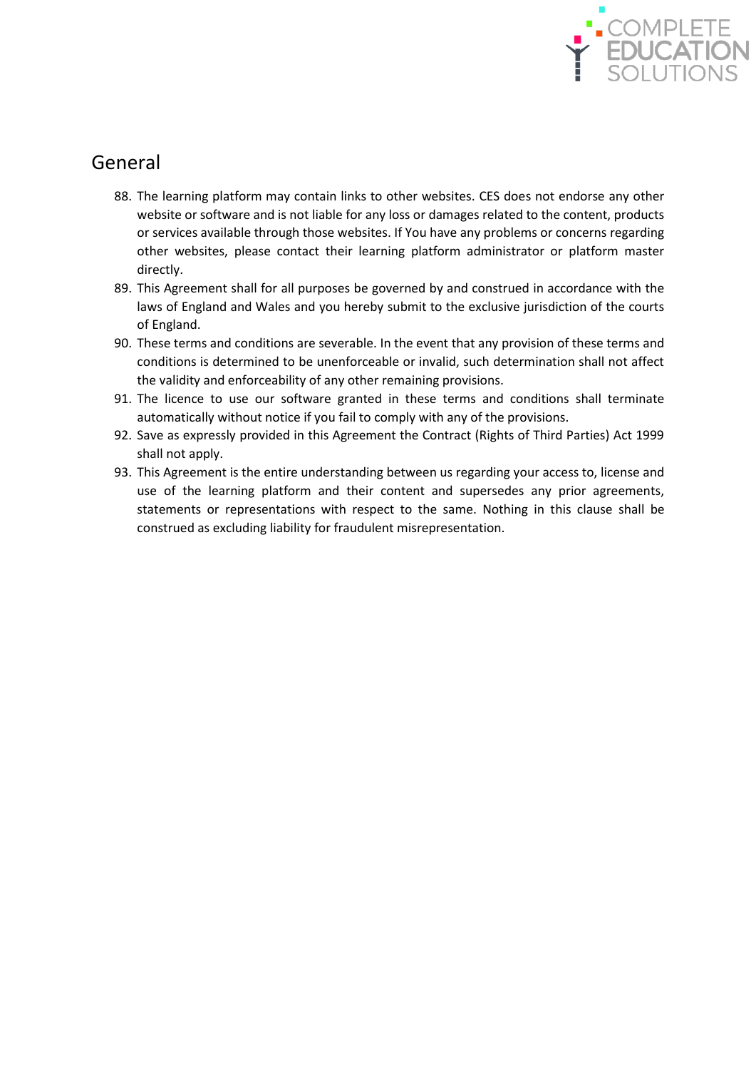## General

88. The learning platform may contain links to other websites. CES does not endorse any other website or software and is not liable for any loss or damages related to the content, products or services available through those websites. If You have any problems or concerns regarding other websites, please contact their learning platform administrator or platform master directly.
89. This Agreement shall for all purposes be governed by and construed in accordance with the laws of England and Wales and you hereby submit to the exclusive jurisdiction of the courts of England.
90. These terms and conditions are severable. In the event that any provision of these terms and conditions is determined to be unenforceable or invalid, such determination shall not affect the validity and enforceability of any other remaining provisions.
91. The licence to use our software granted in these terms and conditions shall terminate automatically without notice if you fail to comply with any of the provisions.
92. Save as expressly provided in this Agreement the Contract (Rights of Third Parties) Act 1999 shall not apply.
93. This Agreement is the entire understanding between us regarding your access to, license and use of the learning platform and their content and supersedes any prior agreements, statements or representations with respect to the same. Nothing in this clause shall be construed as excluding liability for fraudulent misrepresentation.